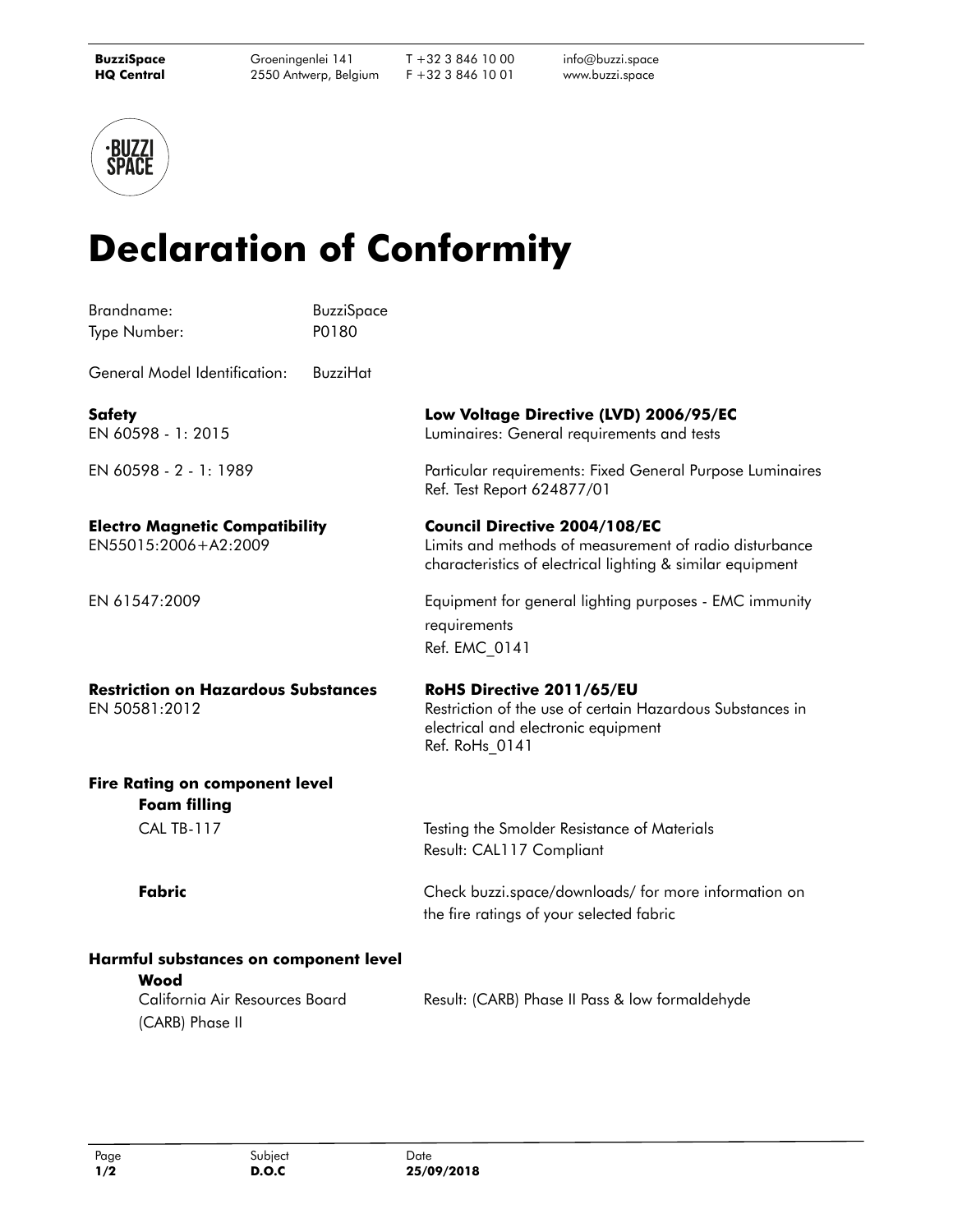**BuzziSpace HQ Central** Groeningenlei 141, 2550 Antwerp, Belgium T +32 3 846 10 00 F +32 3 846 10 01 info@buzzi.space www.buzzi.space

# Declaration of Conformity

Brandname: BuzziSpace
Type Number: P0180

General Model Identification: BuzziHat

**Safety**

EN 60598 - 1: 2015 — **Low Voltage Directive (LVD) 2006/95/EC**
Luminaires: General requirements and tests

EN 60598 - 2 - 1: 1989 — Particular requirements: Fixed General Purpose Luminaires
Ref. Test Report 624877/01

**Electro Magnetic Compatibility**

EN55015:2006+A2:2009 — **Council Directive 2004/108/EC**
Limits and methods of measurement of radio disturbance characteristics of electrical lighting & similar equipment

EN 61547:2009 — Equipment for general lighting purposes - EMC immunity requirements
Ref. EMC_0141

**Restriction on Hazardous Substances**

EN 50581:2012 — **RoHS Directive 2011/65/EU**
Restriction of the use of certain Hazardous Substances in electrical and electronic equipment
Ref. RoHs_0141

**Fire Rating on component level**

**Foam filling**

CAL TB-117 — Testing the Smolder Resistance of Materials
Result: CAL117 Compliant

**Fabric** — Check buzzi.space/downloads/ for more information on the fire ratings of your selected fabric

**Harmful substances on component level**

**Wood**

California Air Resources Board (CARB) Phase II — Result: (CARB) Phase II Pass & low formaldehyde

Subject: **D.O.C** Date: **25/09/2018**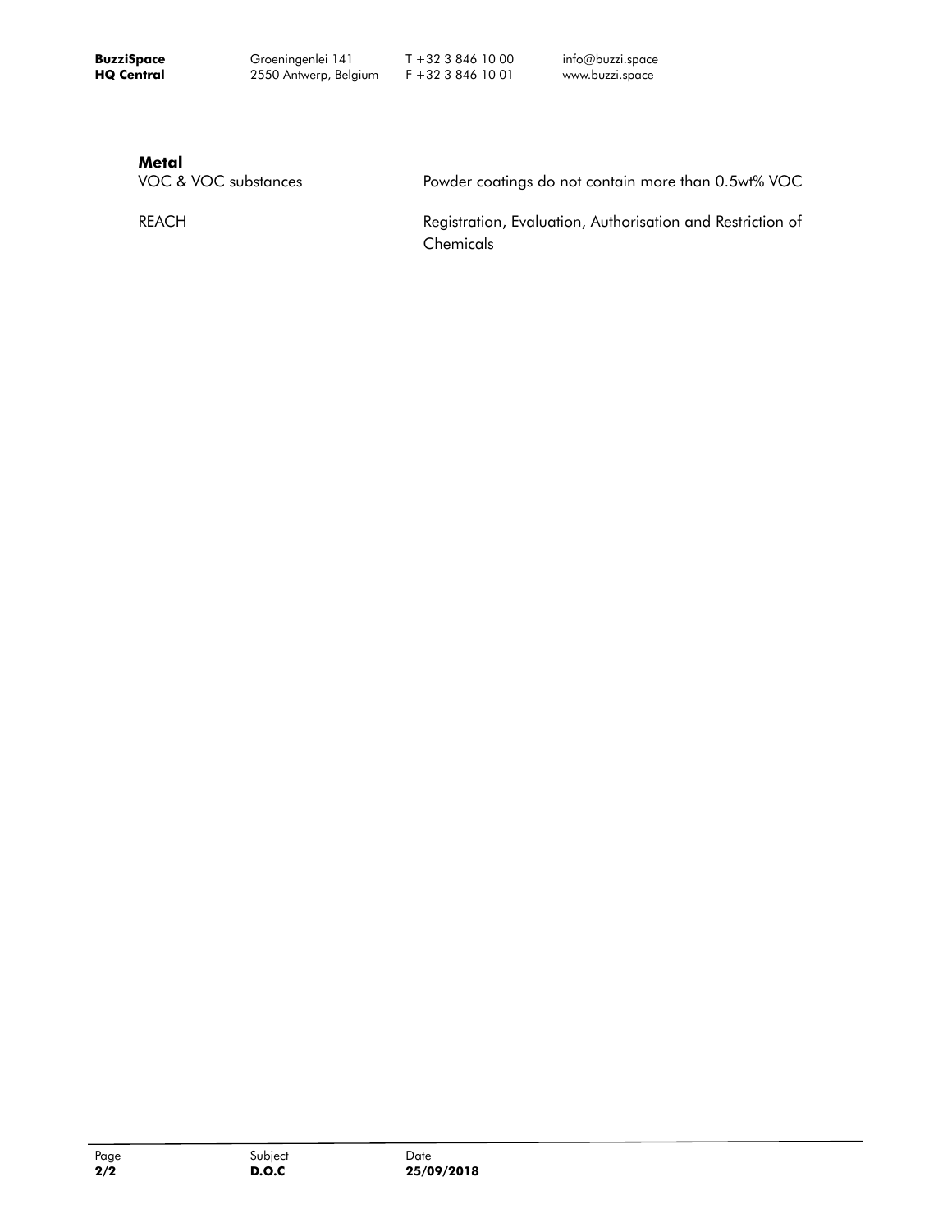**Metal**

| | |
|---|---|
| VOC & VOC substances | Powder coatings do not contain more than 0.5wt% VOC |
| REACH | Registration, Evaluation, Authorisation and Restriction of Chemicals |